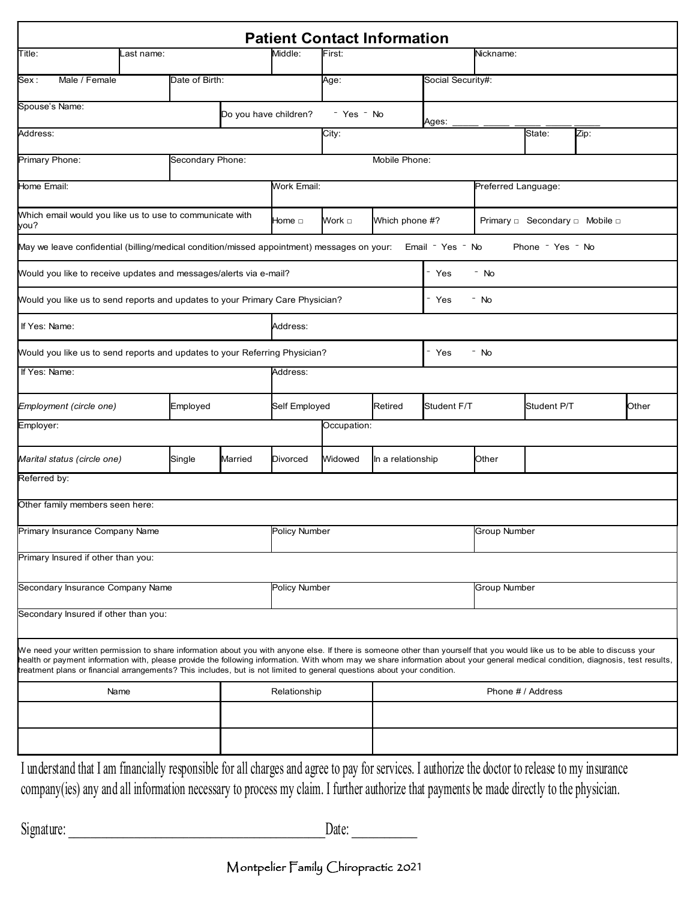# Patient Contact Information

| Title: | Last name: | Middle: | First: | Nickname: |
|---|---|---|---|---|

| Sex : Male / Female | Date of Birth: | Age: | Social Security#: |
|---|---|---|---|

| Spouse's Name: | Do you have children? ⁻ Yes ⁻ No | Ages: _____ _____ _____ _____ _____ |
|---|---|---|

| Address: | City: | State: | Zip: |
|---|---|---|---|

| Primary Phone: | Secondary Phone: | Mobile Phone: |
|---|---|---|

| Home Email: | Work Email: | Preferred Language: |
|---|---|---|

| Which email would you like us to use to communicate with you? | Home □ | Work □ | Which phone #? | Primary □ Secondary □ Mobile □ |
|---|---|---|---|---|

May we leave confidential (billing/medical condition/missed appointment) messages on your: Email ⁻ Yes ⁻ No Phone ⁻ Yes ⁻ No

| Would you like to receive updates and messages/alerts via e-mail? | ⁻ Yes ⁻ No |
|---|---|
| Would you like us to send reports and updates to your Primary Care Physician? | ⁻ Yes ⁻ No |
| If Yes: Name: | Address: |
| Would you like us to send reports and updates to your Referring Physician? | ⁻ Yes ⁻ No |
| If Yes: Name: | Address: |

| *Employment (circle one)* | Employed | Self Employed | Retired | Student F/T | Student P/T | Other |
|---|---|---|---|---|---|---|

| Employer: | Occupation: |
|---|---|

| *Marital status (circle one)* | Single | Married | Divorced | Widowed | In a relationship | Other | |
|---|---|---|---|---|---|---|---|

Referred by:

Other family members seen here:

| Primary Insurance Company Name | Policy Number | Group Number |
|---|---|---|

Primary Insured if other than you:

| Secondary Insurance Company Name | Policy Number | Group Number |
|---|---|---|

Secondary Insured if other than you:

We need your written permission to share information about you with anyone else. If there is someone other than yourself that you would like us to be able to discuss your health or payment information with, please provide the following information. With whom may we share information about your general medical condition, diagnosis, test results, treatment plans or financial arrangements? This includes, but is not limited to general questions about your condition.

| Name | Relationship | Phone # / Address |
|---|---|---|
| | | |
| | | |

I understand that I am financially responsible for all charges and agree to pay for services. I authorize the doctor to release to my insurance company(ies) any and all information necessary to process my claim. I further authorize that payments be made directly to the physician.

Signature: ________________________________________ Date: __________

Montpelier Family Chiropractic 2021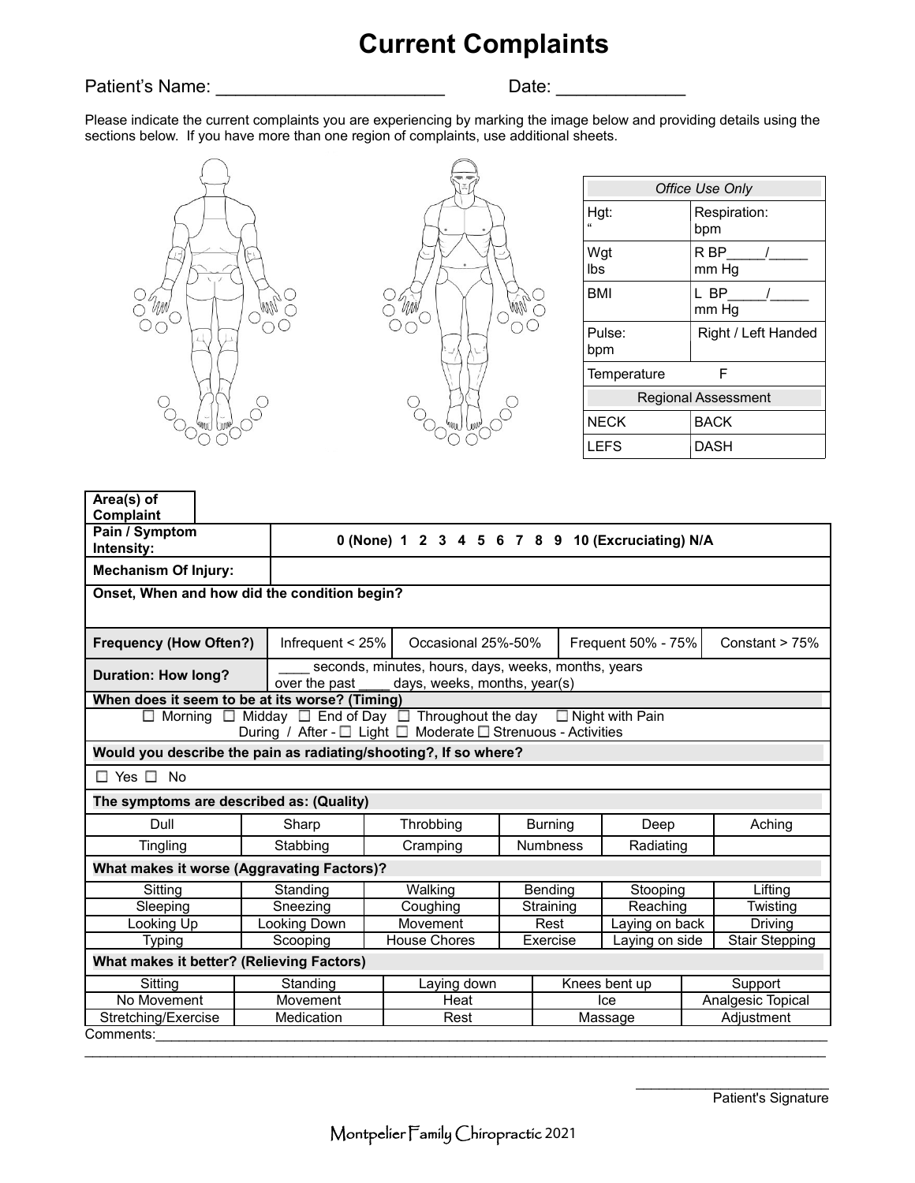# Current Complaints

Patient's Name: _______________________ Date: _____________

Please indicate the current complaints you are experiencing by marking the image below and providing details using the sections below. If you have more than one region of complaints, use additional sheets.

| *Office Use Only* | |
|---|---|
| Hgt: " | Respiration: bpm |
| Wgt lbs | R BP_____/_____ mm Hg |
| BMI | L BP_____/_____ mm Hg |
| Pulse: bpm | Right / Left Handed |
| Temperature F | |
| Regional Assessment | |
| NECK | BACK |
| LEFS | DASH |

| **Area(s) of Complaint** | |
|---|---|
| **Pain / Symptom Intensity:** | **0 (None) 1 2 3 4 5 6 7 8 9 10 (Excruciating) N/A** |
| **Mechanism Of Injury:** | |

**Onset, When and how did the condition begin?**

| **Frequency (How Often?)** | Infrequent < 25% | Occasional 25%-50% | Frequent 50% - 75% | Constant > 75% |
|---|---|---|---|---|
| **Duration: How long?** | ____ seconds, minutes, hours, days, weeks, months, years over the past ____ days, weeks, months, year(s) | | | |

**When does it seem to be at its worse? (Timing)**

☐ Morning ☐ Midday ☐ End of Day ☐ Throughout the day ☐ Night with Pain
During / After - ☐ Light ☐ Moderate ☐ Strenuous - Activities

**Would you describe the pain as radiating/shooting?, If so where?**

☐ Yes ☐ No

**The symptoms are described as: (Quality)**

| | | | | | |
|---|---|---|---|---|---|
| Dull | Sharp | Throbbing | Burning | Deep | Aching |
| Tingling | Stabbing | Cramping | Numbness | Radiating | |

**What makes it worse (Aggravating Factors)?**

| | | | | | |
|---|---|---|---|---|---|
| Sitting | Standing | Walking | Bending | Stooping | Lifting |
| Sleeping | Sneezing | Coughing | Straining | Reaching | Twisting |
| Looking Up | Looking Down | Movement | Rest | Laying on back | Driving |
| Typing | Scooping | House Chores | Exercise | Laying on side | Stair Stepping |

**What makes it better? (Relieving Factors)**

| | | | | |
|---|---|---|---|---|
| Sitting | Standing | Laying down | Knees bent up | Support |
| No Movement | Movement | Heat | Ice | Analgesic Topical |
| Stretching/Exercise | Medication | Rest | Massage | Adjustment |

Comments:_____________________________________________________________________________

_____________________________________________________________________________________

_______________________
Patient's Signature

Montpelier Family Chiropractic 2021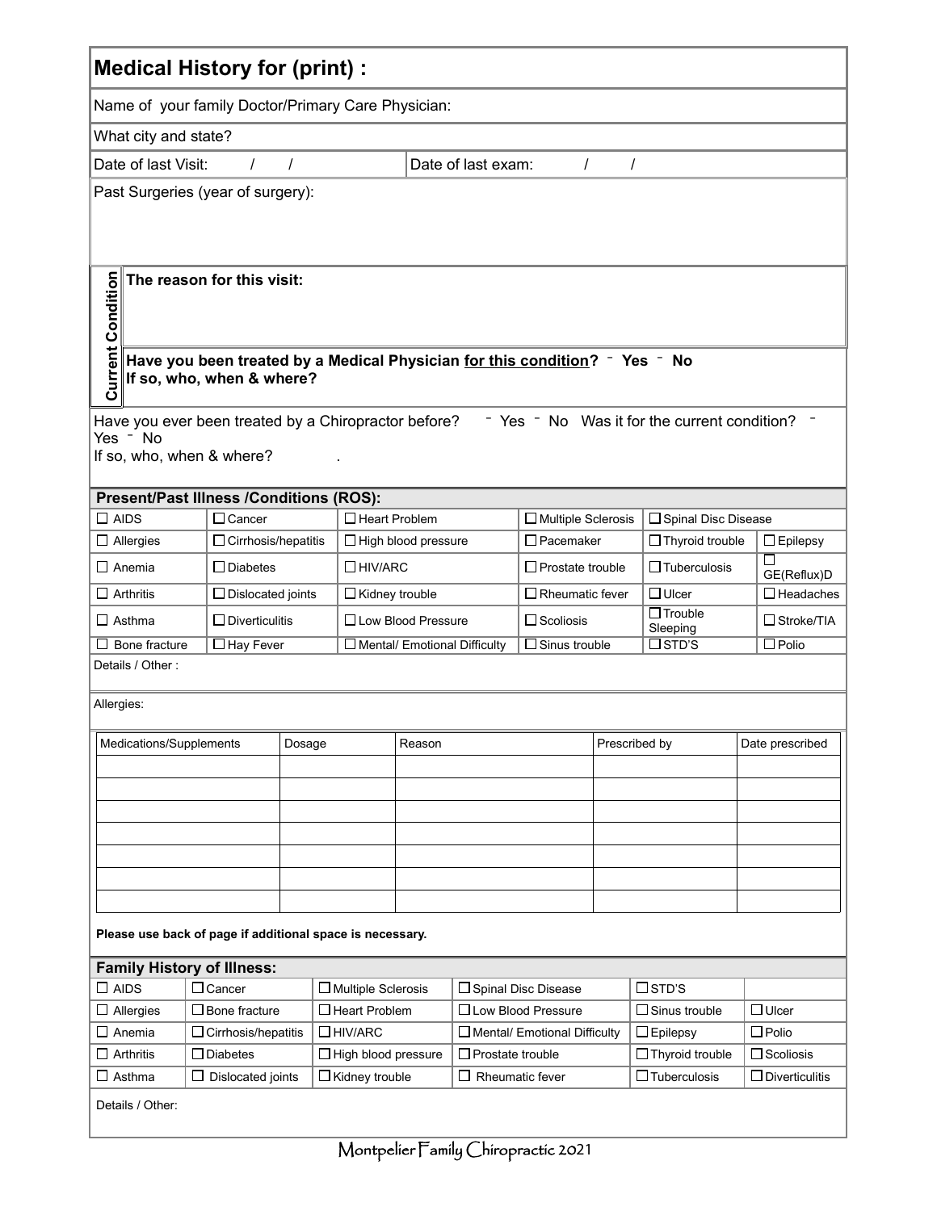## Medical History for (print) :

Name of your family Doctor/Primary Care Physician:

What city and state?

Date of last Visit: / / Date of last exam: / /

Past Surgeries (year of surgery):

**Current Condition**

**The reason for this visit:**

**Have you been treated by a Medical Physician <u>for this condition</u>? ⁻ Yes ⁻ No**
**If so, who, when & where?**

Have you ever been treated by a Chiropractor before? ⁻ Yes ⁻ No Was it for the current condition? ⁻ Yes ⁻ No
If so, who, when & where? .

### Present/Past Illness /Conditions (ROS):

| | | | | | |
|---|---|---|---|---|---|
| ☐ AIDS | ☐ Cancer | ☐ Heart Problem | ☐ Multiple Sclerosis | ☐ Spinal Disc Disease | |
| ☐ Allergies | ☐ Cirrhosis/hepatitis | ☐ High blood pressure | ☐ Pacemaker | ☐ Thyroid trouble | ☐ Epilepsy |
| ☐ Anemia | ☐ Diabetes | ☐ HIV/ARC | ☐ Prostate trouble | ☐ Tuberculosis | ☐ GE(Reflux)D |
| ☐ Arthritis | ☐ Dislocated joints | ☐ Kidney trouble | ☐ Rheumatic fever | ☐ Ulcer | ☐ Headaches |
| ☐ Asthma | ☐ Diverticulitis | ☐ Low Blood Pressure | ☐ Scoliosis | ☐ Trouble Sleeping | ☐ Stroke/TIA |
| ☐ Bone fracture | ☐ Hay Fever | ☐ Mental/ Emotional Difficulty | ☐ Sinus trouble | ☐ STD'S | ☐ Polio |

Details / Other :

Allergies:

| Medications/Supplements | Dosage | Reason | Prescribed by | Date prescribed |
|---|---|---|---|---|
| | | | | |
| | | | | |
| | | | | |
| | | | | |
| | | | | |
| | | | | |
| | | | | |

**Please use back of page if additional space is necessary.**

### Family History of Illness:

| | | | | | |
|---|---|---|---|---|---|
| ☐ AIDS | ☐ Cancer | ☐ Multiple Sclerosis | ☐ Spinal Disc Disease | ☐ STD'S | |
| ☐ Allergies | ☐ Bone fracture | ☐ Heart Problem | ☐ Low Blood Pressure | ☐ Sinus trouble | ☐ Ulcer |
| ☐ Anemia | ☐ Cirrhosis/hepatitis | ☐ HIV/ARC | ☐ Mental/ Emotional Difficulty | ☐ Epilepsy | ☐ Polio |
| ☐ Arthritis | ☐ Diabetes | ☐ High blood pressure | ☐ Prostate trouble | ☐ Thyroid trouble | ☐ Scoliosis |
| ☐ Asthma | ☐ Dislocated joints | ☐ Kidney trouble | ☐ Rheumatic fever | ☐ Tuberculosis | ☐ Diverticulitis |

Details / Other:

Montpelier Family Chiropractic 2021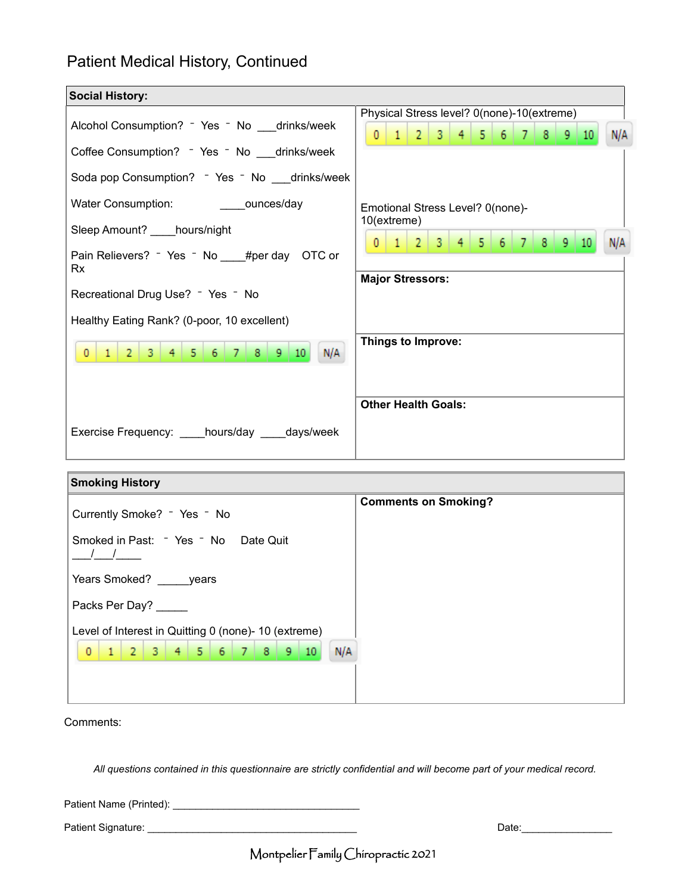# Patient Medical History, Continued

## Social History:

Alcohol Consumption? ⁻ Yes ⁻ No ___drinks/week

Coffee Consumption? ⁻ Yes ⁻ No ___drinks/week

Soda pop Consumption? ⁻ Yes ⁻ No ___drinks/week

Water Consumption: ____ounces/day

Sleep Amount? ____hours/night

Pain Relievers? ⁻ Yes ⁻ No ____#per day OTC or Rx

Recreational Drug Use? ⁻ Yes ⁻ No

Healthy Eating Rank? (0-poor, 10 excellent)

| 0 | 1 | 2 | 3 | 4 | 5 | 6 | 7 | 8 | 9 | 10 | N/A |
|---|---|---|---|---|---|---|---|---|---|---|---|

Exercise Frequency: ____hours/day ____days/week

Physical Stress level? 0(none)-10(extreme)

| 0 | 1 | 2 | 3 | 4 | 5 | 6 | 7 | 8 | 9 | 10 | N/A |
|---|---|---|---|---|---|---|---|---|---|---|---|

Emotional Stress Level? 0(none)-10(extreme)

| 0 | 1 | 2 | 3 | 4 | 5 | 6 | 7 | 8 | 9 | 10 | N/A |
|---|---|---|---|---|---|---|---|---|---|---|---|

**Major Stressors:**

**Things to Improve:**

**Other Health Goals:**

## Smoking History

Currently Smoke? ⁻ Yes ⁻ No

Smoked in Past: ⁻ Yes ⁻ No Date Quit ___/___/____

Years Smoked? _____years

Packs Per Day? _____

Level of Interest in Quitting 0 (none)- 10 (extreme)

| 0 | 1 | 2 | 3 | 4 | 5 | 6 | 7 | 8 | 9 | 10 | N/A |
|---|---|---|---|---|---|---|---|---|---|---|---|

**Comments on Smoking?**

Comments:

*All questions contained in this questionnaire are strictly confidential and will become part of your medical record.*

Patient Name (Printed): ________________________________

Patient Signature: ____________________________________ Date:________________

Montpelier Family Chiropractic 2021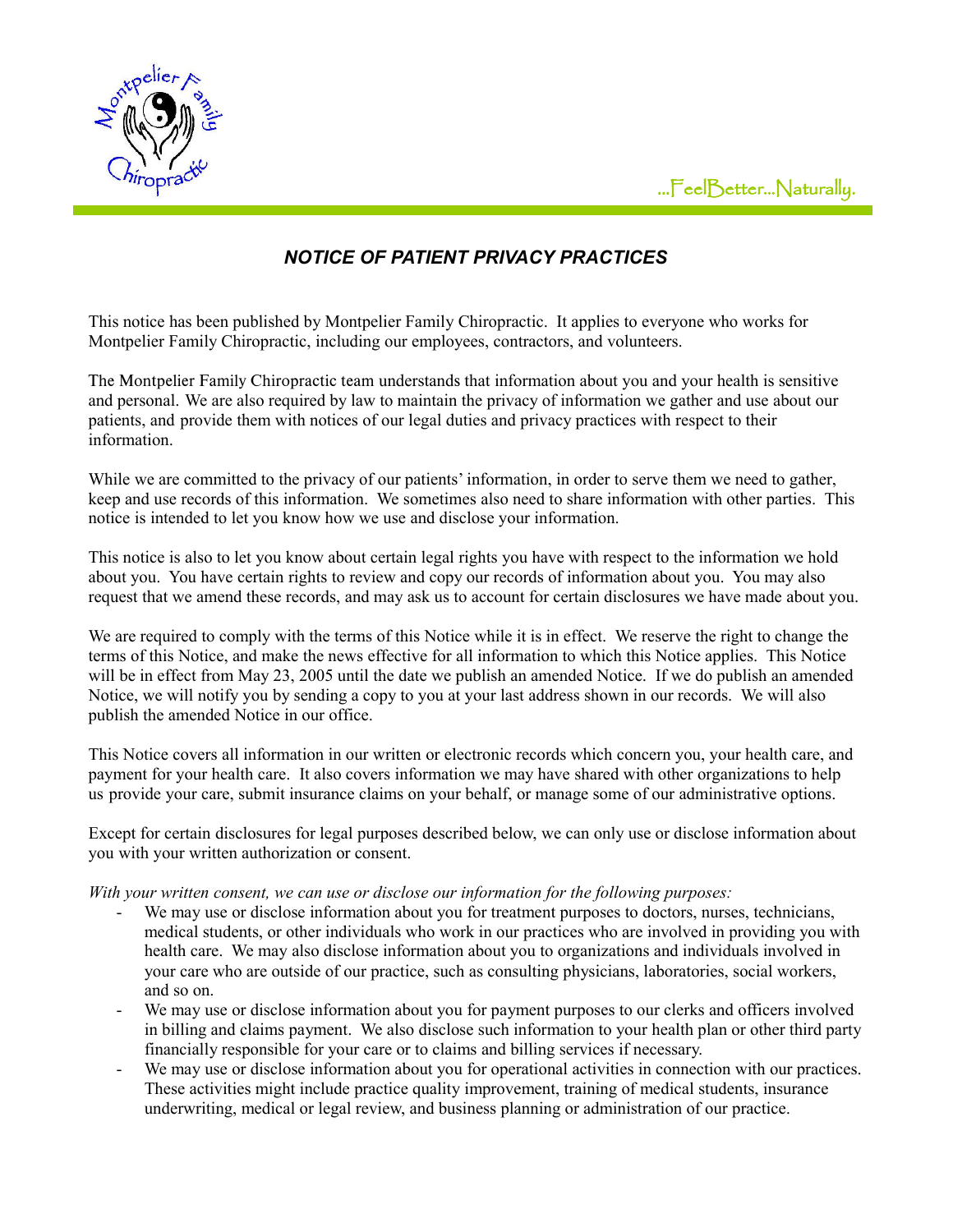...FeelBetter...Naturally.

# *NOTICE OF PATIENT PRIVACY PRACTICES*

This notice has been published by Montpelier Family Chiropractic. It applies to everyone who works for Montpelier Family Chiropractic, including our employees, contractors, and volunteers.

The Montpelier Family Chiropractic team understands that information about you and your health is sensitive and personal. We are also required by law to maintain the privacy of information we gather and use about our patients, and provide them with notices of our legal duties and privacy practices with respect to their information.

While we are committed to the privacy of our patients' information, in order to serve them we need to gather, keep and use records of this information. We sometimes also need to share information with other parties. This notice is intended to let you know how we use and disclose your information.

This notice is also to let you know about certain legal rights you have with respect to the information we hold about you. You have certain rights to review and copy our records of information about you. You may also request that we amend these records, and may ask us to account for certain disclosures we have made about you.

We are required to comply with the terms of this Notice while it is in effect. We reserve the right to change the terms of this Notice, and make the news effective for all information to which this Notice applies. This Notice will be in effect from May 23, 2005 until the date we publish an amended Notice. If we do publish an amended Notice, we will notify you by sending a copy to you at your last address shown in our records. We will also publish the amended Notice in our office.

This Notice covers all information in our written or electronic records which concern you, your health care, and payment for your health care. It also covers information we may have shared with other organizations to help us provide your care, submit insurance claims on your behalf, or manage some of our administrative options.

Except for certain disclosures for legal purposes described below, we can only use or disclose information about you with your written authorization or consent.

*With your written consent, we can use or disclose our information for the following purposes:*

- We may use or disclose information about you for treatment purposes to doctors, nurses, technicians, medical students, or other individuals who work in our practices who are involved in providing you with health care. We may also disclose information about you to organizations and individuals involved in your care who are outside of our practice, such as consulting physicians, laboratories, social workers, and so on.
- We may use or disclose information about you for payment purposes to our clerks and officers involved in billing and claims payment. We also disclose such information to your health plan or other third party financially responsible for your care or to claims and billing services if necessary.
- We may use or disclose information about you for operational activities in connection with our practices. These activities might include practice quality improvement, training of medical students, insurance underwriting, medical or legal review, and business planning or administration of our practice.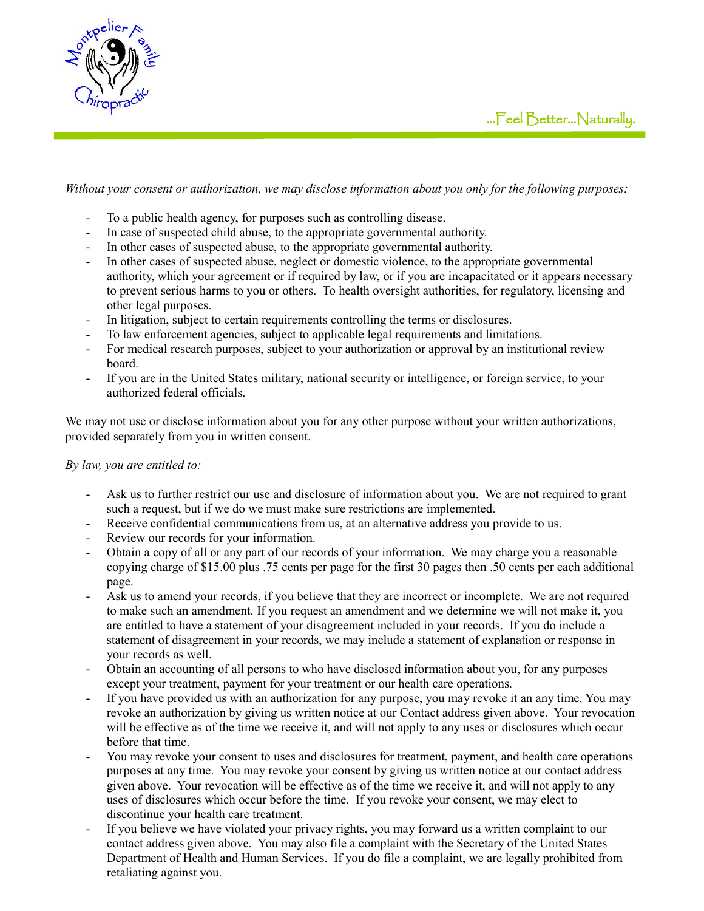*Without your consent or authorization, we may disclose information about you only for the following purposes:*

- To a public health agency, for purposes such as controlling disease.
- In case of suspected child abuse, to the appropriate governmental authority.
- In other cases of suspected abuse, to the appropriate governmental authority.
- In other cases of suspected abuse, neglect or domestic violence, to the appropriate governmental authority, which your agreement or if required by law, or if you are incapacitated or it appears necessary to prevent serious harms to you or others. To health oversight authorities, for regulatory, licensing and other legal purposes.
- In litigation, subject to certain requirements controlling the terms or disclosures.
- To law enforcement agencies, subject to applicable legal requirements and limitations.
- For medical research purposes, subject to your authorization or approval by an institutional review board.
- If you are in the United States military, national security or intelligence, or foreign service, to your authorized federal officials.

We may not use or disclose information about you for any other purpose without your written authorizations, provided separately from you in written consent.

*By law, you are entitled to:*

- Ask us to further restrict our use and disclosure of information about you. We are not required to grant such a request, but if we do we must make sure restrictions are implemented.
- Receive confidential communications from us, at an alternative address you provide to us.
- Review our records for your information.
- Obtain a copy of all or any part of our records of your information. We may charge you a reasonable copying charge of $15.00 plus .75 cents per page for the first 30 pages then .50 cents per each additional page.
- Ask us to amend your records, if you believe that they are incorrect or incomplete. We are not required to make such an amendment. If you request an amendment and we determine we will not make it, you are entitled to have a statement of your disagreement included in your records. If you do include a statement of disagreement in your records, we may include a statement of explanation or response in your records as well.
- Obtain an accounting of all persons to who have disclosed information about you, for any purposes except your treatment, payment for your treatment or our health care operations.
- If you have provided us with an authorization for any purpose, you may revoke it an any time. You may revoke an authorization by giving us written notice at our Contact address given above. Your revocation will be effective as of the time we receive it, and will not apply to any uses or disclosures which occur before that time.
- You may revoke your consent to uses and disclosures for treatment, payment, and health care operations purposes at any time. You may revoke your consent by giving us written notice at our contact address given above. Your revocation will be effective as of the time we receive it, and will not apply to any uses of disclosures which occur before the time. If you revoke your consent, we may elect to discontinue your health care treatment.
- If you believe we have violated your privacy rights, you may forward us a written complaint to our contact address given above. You may also file a complaint with the Secretary of the United States Department of Health and Human Services. If you do file a complaint, we are legally prohibited from retaliating against you.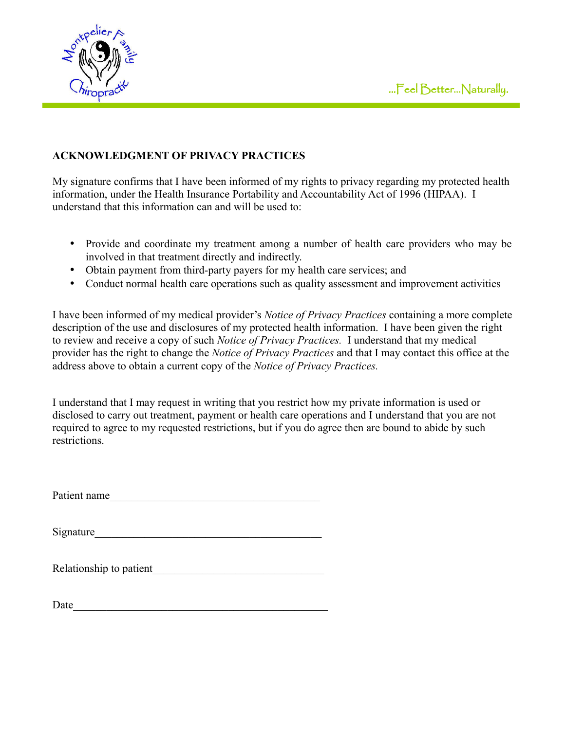Montpelier Family Chiropractic

...Feel Better...Naturally.

**ACKNOWLEDGMENT OF PRIVACY PRACTICES**

My signature confirms that I have been informed of my rights to privacy regarding my protected health information, under the Health Insurance Portability and Accountability Act of 1996 (HIPAA). I understand that this information can and will be used to:

- Provide and coordinate my treatment among a number of health care providers who may be involved in that treatment directly and indirectly.
- Obtain payment from third-party payers for my health care services; and
- Conduct normal health care operations such as quality assessment and improvement activities

I have been informed of my medical provider's *Notice of Privacy Practices* containing a more complete description of the use and disclosures of my protected health information. I have been given the right to review and receive a copy of such *Notice of Privacy Practices.* I understand that my medical provider has the right to change the *Notice of Privacy Practices* and that I may contact this office at the address above to obtain a current copy of the *Notice of Privacy Practices.*

I understand that I may request in writing that you restrict how my private information is used or disclosed to carry out treatment, payment or health care operations and I understand that you are not required to agree to my requested restrictions, but if you do agree then are bound to abide by such restrictions.

Patient name_______________________________________

Signature__________________________________________

Relationship to patient______________________________

Date______________________________________________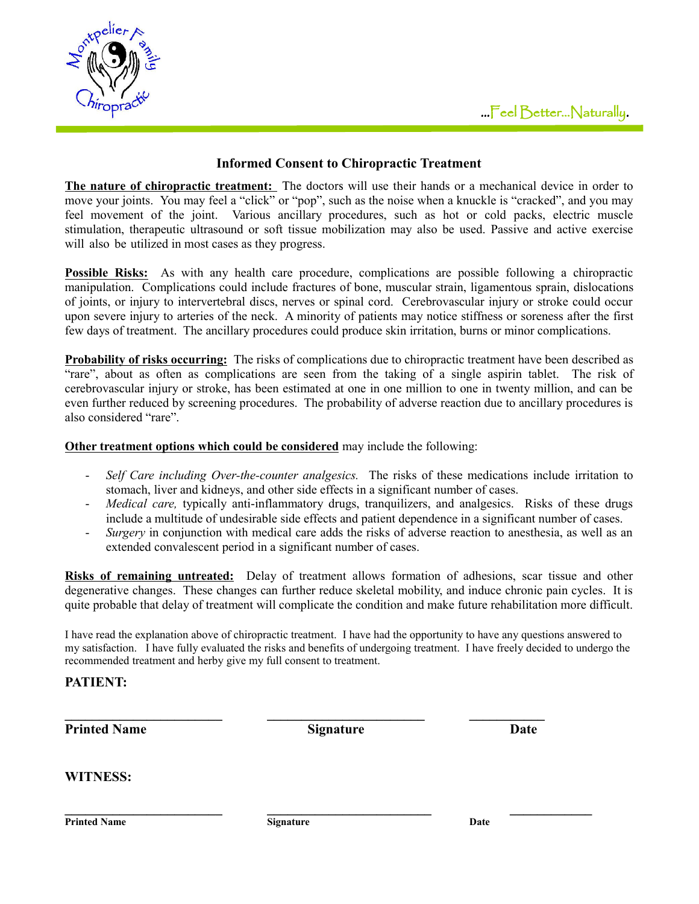Montpelier Family Chiropractic

...Feel Better...Naturally.

## Informed Consent to Chiropractic Treatment

**The nature of chiropractic treatment:** The doctors will use their hands or a mechanical device in order to move your joints. You may feel a "click" or "pop", such as the noise when a knuckle is "cracked", and you may feel movement of the joint. Various ancillary procedures, such as hot or cold packs, electric muscle stimulation, therapeutic ultrasound or soft tissue mobilization may also be used. Passive and active exercise will also be utilized in most cases as they progress.

**Possible Risks:** As with any health care procedure, complications are possible following a chiropractic manipulation. Complications could include fractures of bone, muscular strain, ligamentous sprain, dislocations of joints, or injury to intervertebral discs, nerves or spinal cord. Cerebrovascular injury or stroke could occur upon severe injury to arteries of the neck. A minority of patients may notice stiffness or soreness after the first few days of treatment. The ancillary procedures could produce skin irritation, burns or minor complications.

**Probability of risks occurring:** The risks of complications due to chiropractic treatment have been described as "rare", about as often as complications are seen from the taking of a single aspirin tablet. The risk of cerebrovascular injury or stroke, has been estimated at one in one million to one in twenty million, and can be even further reduced by screening procedures. The probability of adverse reaction due to ancillary procedures is also considered "rare".

**Other treatment options which could be considered** may include the following:

- *Self Care including Over-the-counter analgesics.* The risks of these medications include irritation to stomach, liver and kidneys, and other side effects in a significant number of cases.
- *Medical care,* typically anti-inflammatory drugs, tranquilizers, and analgesics. Risks of these drugs include a multitude of undesirable side effects and patient dependence in a significant number of cases.
- *Surgery* in conjunction with medical care adds the risks of adverse reaction to anesthesia, as well as an extended convalescent period in a significant number of cases.

**Risks of remaining untreated:** Delay of treatment allows formation of adhesions, scar tissue and other degenerative changes. These changes can further reduce skeletal mobility, and induce chronic pain cycles. It is quite probable that delay of treatment will complicate the condition and make future rehabilitation more difficult.

I have read the explanation above of chiropractic treatment. I have had the opportunity to have any questions answered to my satisfaction. I have fully evaluated the risks and benefits of undergoing treatment. I have freely decided to undergo the recommended treatment and herby give my full consent to treatment.

**PATIENT:**

\_\_\_\_\_\_\_\_\_\_\_\_\_\_\_\_\_\_\_\_\_\_\_\_ \_\_\_\_\_\_\_\_\_\_\_\_\_\_\_\_\_\_\_\_\_\_\_\_ \_\_\_\_\_\_\_\_\_\_\_

**Printed Name** **Signature** **Date**

**WITNESS:**

\_\_\_\_\_\_\_\_\_\_\_\_\_\_\_\_\_\_\_\_\_\_\_\_ \_\_\_\_\_\_\_\_\_\_\_\_\_\_\_\_\_\_\_\_\_\_\_\_ \_\_\_\_\_\_\_\_\_\_\_

**Printed Name** **Signature** **Date**